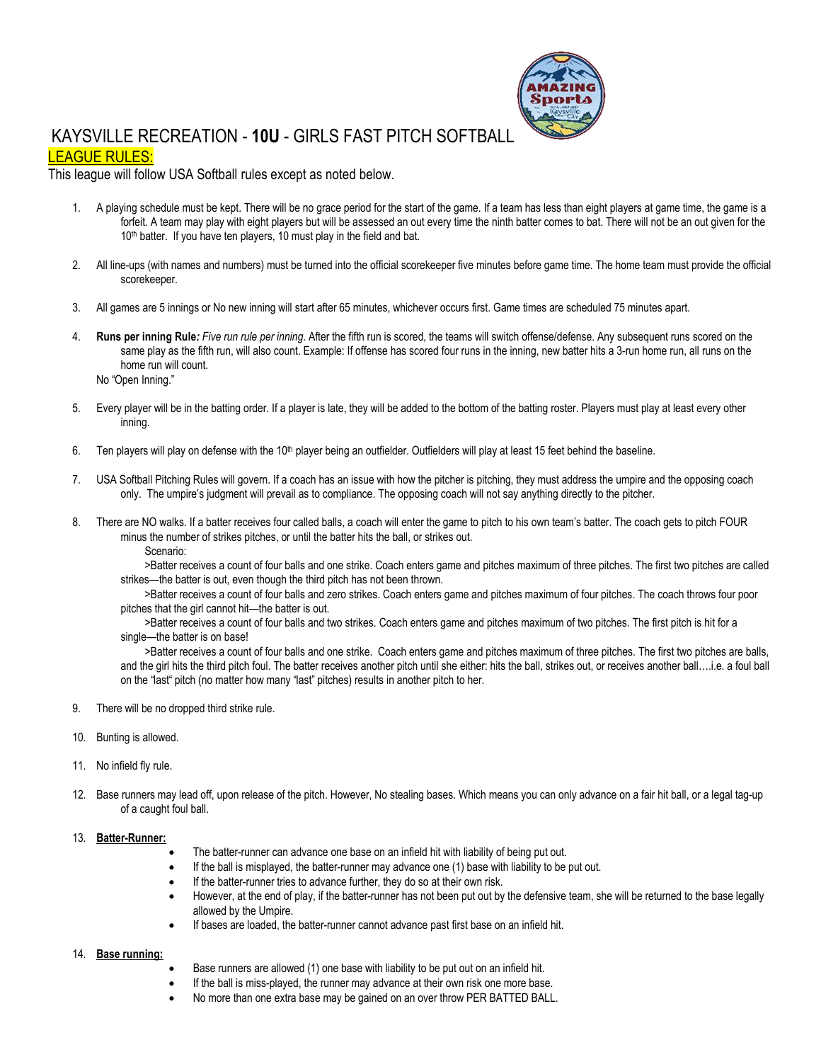# KAYSVILLE RECREATION - **10U** - GIRLS FAST PITCH SOFTBALL

## LEAGUE RULES:

This league will follow USA Softball rules except as noted below.

1. A playing schedule must be kept. There will be no grace period for the start of the game. If a team has less than eight players at game time, the game is a forfeit. A team may play with eight players but will be assessed an out every time the ninth batter comes to bat. There will not be an out given for the 10th batter. If you have ten players, 10 must play in the field and bat.

2. All line-ups (with names and numbers) must be turned into the official scorekeeper five minutes before game time. The home team must provide the official scorekeeper.

3. All games are 5 innings or No new inning will start after 65 minutes, whichever occurs first. Game times are scheduled 75 minutes apart.

4. **Runs per inning Rule***: Five run rule per inning*. After the fifth run is scored, the teams will switch offense/defense. Any subsequent runs scored on the same play as the fifth run, will also count. Example: If offense has scored four runs in the inning, new batter hits a 3-run home run, all runs on the home run will count.
   No "Open Inning."

5. Every player will be in the batting order. If a player is late, they will be added to the bottom of the batting roster. Players must play at least every other inning.

6. Ten players will play on defense with the 10th player being an outfielder. Outfielders will play at least 15 feet behind the baseline.

7. USA Softball Pitching Rules will govern. If a coach has an issue with how the pitcher is pitching, they must address the umpire and the opposing coach only. The umpire's judgment will prevail as to compliance. The opposing coach will not say anything directly to the pitcher.

8. There are NO walks. If a batter receives four called balls, a coach will enter the game to pitch to his own team's batter. The coach gets to pitch FOUR minus the number of strikes pitches, or until the batter hits the ball, or strikes out.

   Scenario:

   >Batter receives a count of four balls and one strike. Coach enters game and pitches maximum of three pitches. The first two pitches are called strikes—the batter is out, even though the third pitch has not been thrown.

   >Batter receives a count of four balls and zero strikes. Coach enters game and pitches maximum of four pitches. The coach throws four poor pitches that the girl cannot hit—the batter is out.

   >Batter receives a count of four balls and two strikes. Coach enters game and pitches maximum of two pitches. The first pitch is hit for a single—the batter is on base!

   >Batter receives a count of four balls and one strike. Coach enters game and pitches maximum of three pitches. The first two pitches are balls, and the girl hits the third pitch foul. The batter receives another pitch until she either: hits the ball, strikes out, or receives another ball….i.e. a foul ball on the "last" pitch (no matter how many "last" pitches) results in another pitch to her.

9. There will be no dropped third strike rule.

10. Bunting is allowed.

11. No infield fly rule.

12. Base runners may lead off, upon release of the pitch. However, No stealing bases. Which means you can only advance on a fair hit ball, or a legal tag-up of a caught foul ball.

13. **Batter-Runner:**
    - The batter-runner can advance one base on an infield hit with liability of being put out.
    - If the ball is misplayed, the batter-runner may advance one (1) base with liability to be put out.
    - If the batter-runner tries to advance further, they do so at their own risk.
    - However, at the end of play, if the batter-runner has not been put out by the defensive team, she will be returned to the base legally allowed by the Umpire.
    - If bases are loaded, the batter-runner cannot advance past first base on an infield hit.

14. **Base running:**
    - Base runners are allowed (1) one base with liability to be put out on an infield hit.
    - If the ball is miss-played, the runner may advance at their own risk one more base.
    - No more than one extra base may be gained on an over throw PER BATTED BALL.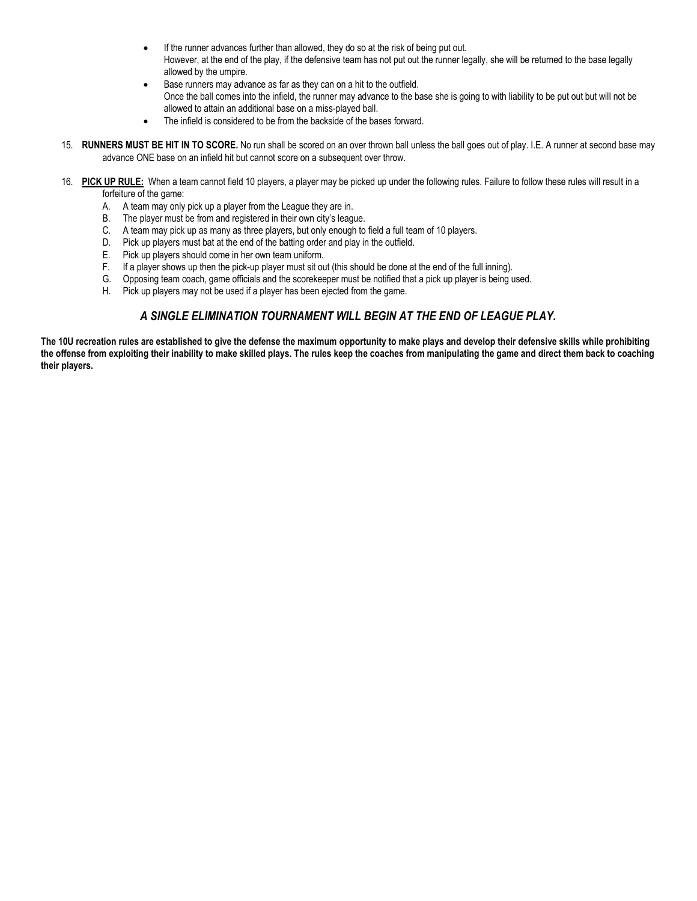- If the runner advances further than allowed, they do so at the risk of being put out. However, at the end of the play, if the defensive team has not put out the runner legally, she will be returned to the base legally allowed by the umpire.
- Base runners may advance as far as they can on a hit to the outfield. Once the ball comes into the infield, the runner may advance to the base she is going to with liability to be put out but will not be allowed to attain an additional base on a miss-played ball.
- The infield is considered to be from the backside of the bases forward.

15. **RUNNERS MUST BE HIT IN TO SCORE.** No run shall be scored on an over thrown ball unless the ball goes out of play. I.E. A runner at second base may advance ONE base on an infield hit but cannot score on a subsequent over throw.

16. **PICK UP RULE:** When a team cannot field 10 players, a player may be picked up under the following rules. Failure to follow these rules will result in a forfeiture of the game:
    A. A team may only pick up a player from the League they are in.
    B. The player must be from and registered in their own city's league.
    C. A team may pick up as many as three players, but only enough to field a full team of 10 players.
    D. Pick up players must bat at the end of the batting order and play in the outfield.
    E. Pick up players should come in her own team uniform.
    F. If a player shows up then the pick-up player must sit out (this should be done at the end of the full inning).
    G. Opposing team coach, game officials and the scorekeeper must be notified that a pick up player is being used.
    H. Pick up players may not be used if a player has been ejected from the game.

### *A SINGLE ELIMINATION TOURNAMENT WILL BEGIN AT THE END OF LEAGUE PLAY.*

**The 10U recreation rules are established to give the defense the maximum opportunity to make plays and develop their defensive skills while prohibiting the offense from exploiting their inability to make skilled plays. The rules keep the coaches from manipulating the game and direct them back to coaching their players.**